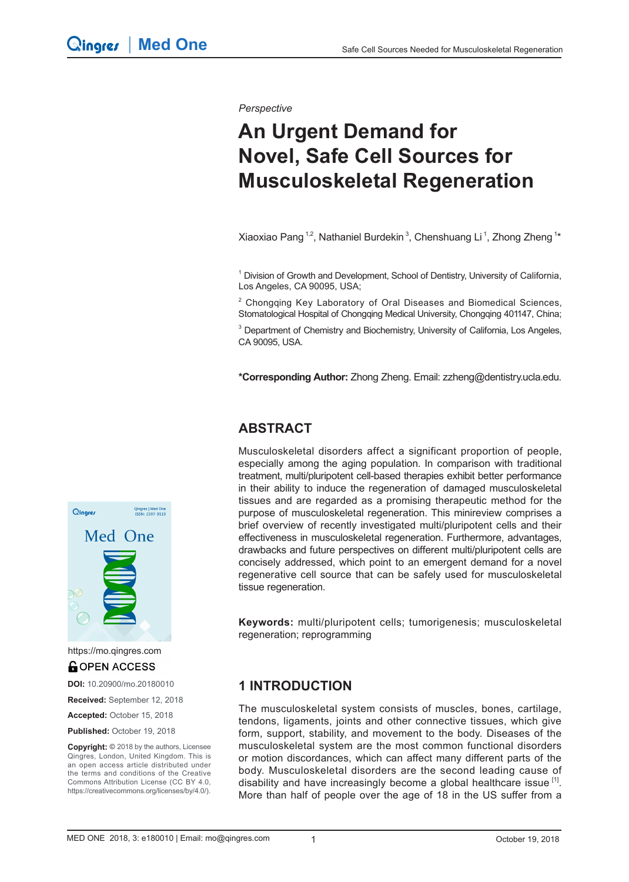*Perspective*

# An Urgent Demand for Novel, Safe Cell Sources for Musculoskeletal Regeneration

Xiaoxiao Pang [1,2], Nathaniel Burdekin [3], Chenshuang Li [1], Zhong Zheng [1*]

[1] Division of Growth and Development, School of Dentistry, University of California, Los Angeles, CA 90095, USA;

[2] Chongqing Key Laboratory of Oral Diseases and Biomedical Sciences, Stomatological Hospital of Chongqing Medical University, Chongqing 401147, China;

[3] Department of Chemistry and Biochemistry, University of California, Los Angeles, CA 90095, USA.

**\*Corresponding Author:** Zhong Zheng. Email: zzheng@dentistry.ucla.edu.

https://mo.qingres.com

OPEN ACCESS

**DOI:** 10.20900/mo.20180010

**Received:** September 12, 2018

**Accepted:** October 15, 2018

**Published:** October 19, 2018

**Copyright:** © 2018 by the authors, Licensee Qingres, London, United Kingdom. This is an open access article distributed under the terms and conditions of the Creative Commons Attribution License (CC BY 4.0, https://creativecommons.org/licenses/by/4.0/).

## ABSTRACT

Musculoskeletal disorders affect a significant proportion of people, especially among the aging population. In comparison with traditional treatment, multi/pluripotent cell-based therapies exhibit better performance in their ability to induce the regeneration of damaged musculoskeletal tissues and are regarded as a promising therapeutic method for the purpose of musculoskeletal regeneration. This minireview comprises a brief overview of recently investigated multi/pluripotent cells and their effectiveness in musculoskeletal regeneration. Furthermore, advantages, drawbacks and future perspectives on different multi/pluripotent cells are concisely addressed, which point to an emergent demand for a novel regenerative cell source that can be safely used for musculoskeletal tissue regeneration.

**Keywords:** multi/pluripotent cells; tumorigenesis; musculoskeletal regeneration; reprogramming

## 1 INTRODUCTION

The musculoskeletal system consists of muscles, bones, cartilage, tendons, ligaments, joints and other connective tissues, which give form, support, stability, and movement to the body. Diseases of the musculoskeletal system are the most common functional disorders or motion discordances, which can affect many different parts of the body. Musculoskeletal disorders are the second leading cause of disability and have increasingly become a global healthcare issue [1]. More than half of people over the age of 18 in the US suffer from a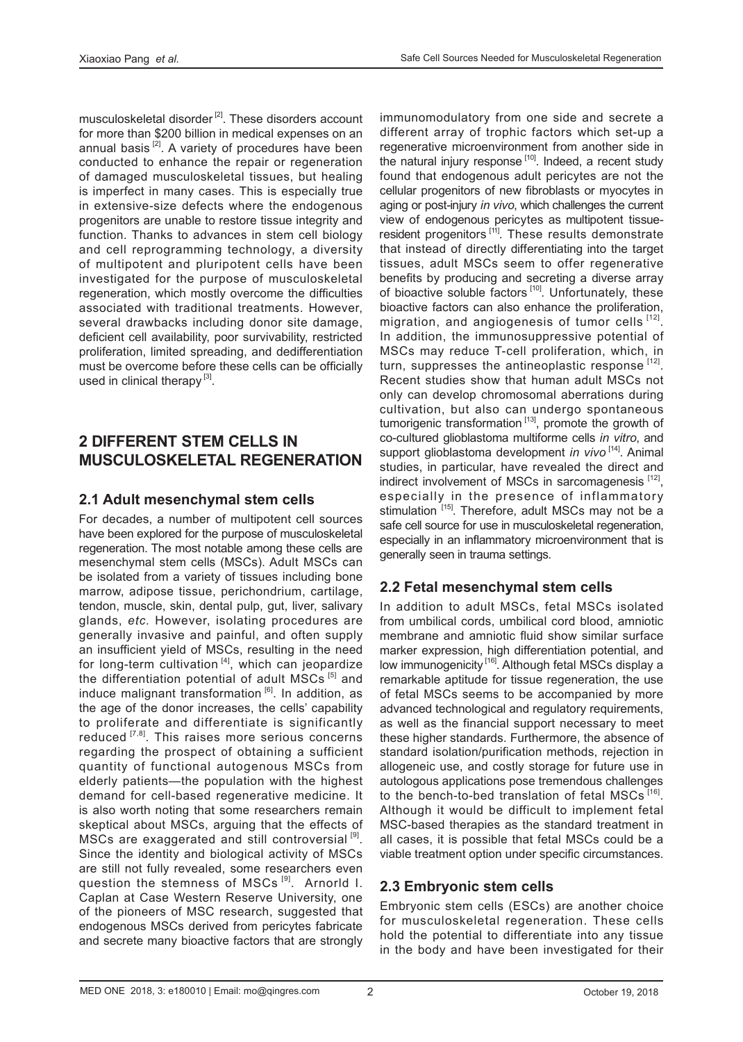musculoskeletal disorder [2]. These disorders account for more than $200 billion in medical expenses on an annual basis [2]. A variety of procedures have been conducted to enhance the repair or regeneration of damaged musculoskeletal tissues, but healing is imperfect in many cases. This is especially true in extensive-size defects where the endogenous progenitors are unable to restore tissue integrity and function. Thanks to advances in stem cell biology and cell reprogramming technology, a diversity of multipotent and pluripotent cells have been investigated for the purpose of musculoskeletal regeneration, which mostly overcome the difficulties associated with traditional treatments. However, several drawbacks including donor site damage, deficient cell availability, poor survivability, restricted proliferation, limited spreading, and dedifferentiation must be overcome before these cells can be officially used in clinical therapy [3].

## 2 DIFFERENT STEM CELLS IN MUSCULOSKELETAL REGENERATION

### 2.1 Adult mesenchymal stem cells

For decades, a number of multipotent cell sources have been explored for the purpose of musculoskeletal regeneration. The most notable among these cells are mesenchymal stem cells (MSCs). Adult MSCs can be isolated from a variety of tissues including bone marrow, adipose tissue, perichondrium, cartilage, tendon, muscle, skin, dental pulp, gut, liver, salivary glands, *etc*. However, isolating procedures are generally invasive and painful, and often supply an insufficient yield of MSCs, resulting in the need for long-term cultivation [4], which can jeopardize the differentiation potential of adult MSCs [5] and induce malignant transformation [6]. In addition, as the age of the donor increases, the cells' capability to proliferate and differentiate is significantly reduced [7,8]. This raises more serious concerns regarding the prospect of obtaining a sufficient quantity of functional autogenous MSCs from elderly patients—the population with the highest demand for cell-based regenerative medicine. It is also worth noting that some researchers remain skeptical about MSCs, arguing that the effects of MSCs are exaggerated and still controversial [9]. Since the identity and biological activity of MSCs are still not fully revealed, some researchers even question the stemness of MSCs [9]. Arnorld I. Caplan at Case Western Reserve University, one of the pioneers of MSC research, suggested that endogenous MSCs derived from pericytes fabricate and secrete many bioactive factors that are strongly immunomodulatory from one side and secrete a different array of trophic factors which set-up a regenerative microenvironment from another side in the natural injury response [10]. Indeed, a recent study found that endogenous adult pericytes are not the cellular progenitors of new fibroblasts or myocytes in aging or post-injury *in vivo*, which challenges the current view of endogenous pericytes as multipotent tissue-resident progenitors [11]. These results demonstrate that instead of directly differentiating into the target tissues, adult MSCs seem to offer regenerative benefits by producing and secreting a diverse array of bioactive soluble factors [10]. Unfortunately, these bioactive factors can also enhance the proliferation, migration, and angiogenesis of tumor cells [12]. In addition, the immunosuppressive potential of MSCs may reduce T-cell proliferation, which, in turn, suppresses the antineoplastic response [12]. Recent studies show that human adult MSCs not only can develop chromosomal aberrations during cultivation, but also can undergo spontaneous tumorigenic transformation [13], promote the growth of co-cultured glioblastoma multiforme cells *in vitro*, and support glioblastoma development *in vivo* [14]. Animal studies, in particular, have revealed the direct and indirect involvement of MSCs in sarcomagenesis [12], especially in the presence of inflammatory stimulation [15]. Therefore, adult MSCs may not be a safe cell source for use in musculoskeletal regeneration, especially in an inflammatory microenvironment that is generally seen in trauma settings.

### 2.2 Fetal mesenchymal stem cells

In addition to adult MSCs, fetal MSCs isolated from umbilical cords, umbilical cord blood, amniotic membrane and amniotic fluid show similar surface marker expression, high differentiation potential, and low immunogenicity [16]. Although fetal MSCs display a remarkable aptitude for tissue regeneration, the use of fetal MSCs seems to be accompanied by more advanced technological and regulatory requirements, as well as the financial support necessary to meet these higher standards. Furthermore, the absence of standard isolation/purification methods, rejection in allogeneic use, and costly storage for future use in autologous applications pose tremendous challenges to the bench-to-bed translation of fetal MSCs [16]. Although it would be difficult to implement fetal MSC-based therapies as the standard treatment in all cases, it is possible that fetal MSCs could be a viable treatment option under specific circumstances.

### 2.3 Embryonic stem cells

Embryonic stem cells (ESCs) are another choice for musculoskeletal regeneration. These cells hold the potential to differentiate into any tissue in the body and have been investigated for their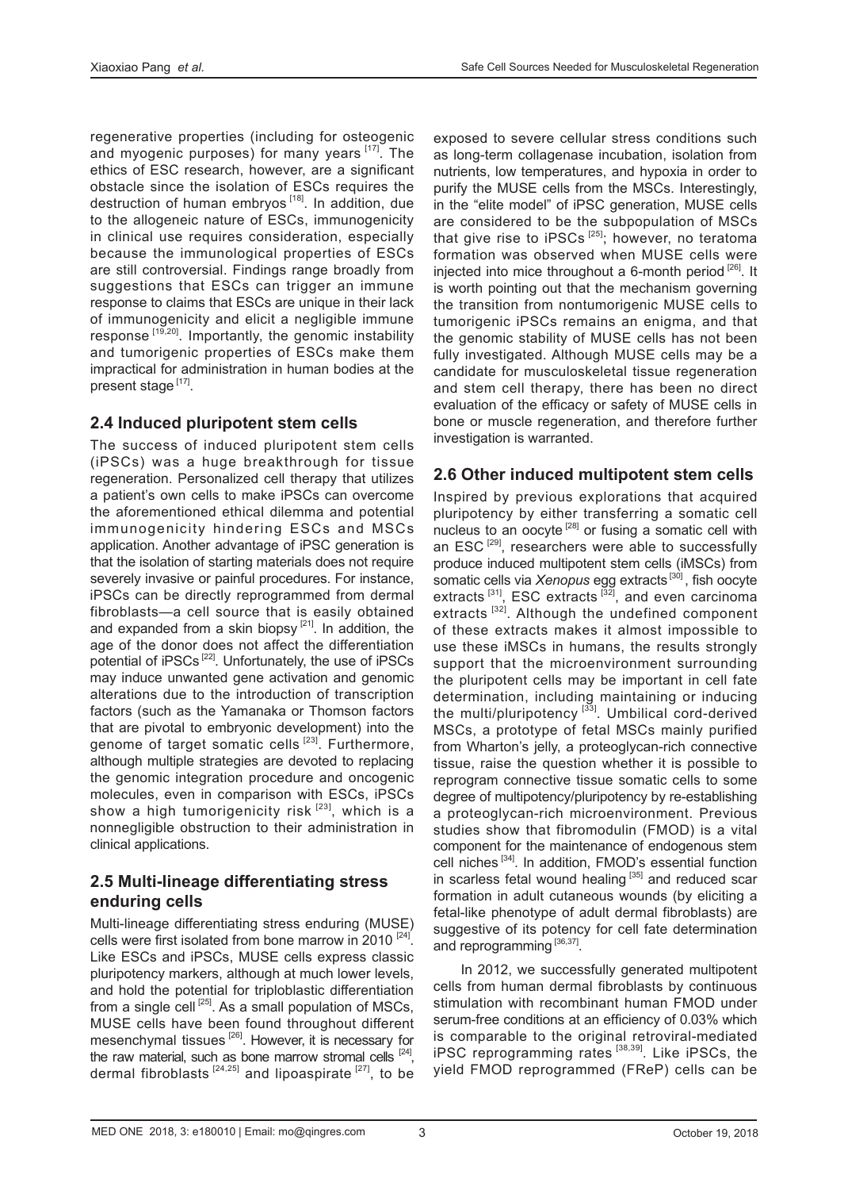regenerative properties (including for osteogenic and myogenic purposes) for many years [17]. The ethics of ESC research, however, are a significant obstacle since the isolation of ESCs requires the destruction of human embryos [18]. In addition, due to the allogeneic nature of ESCs, immunogenicity in clinical use requires consideration, especially because the immunological properties of ESCs are still controversial. Findings range broadly from suggestions that ESCs can trigger an immune response to claims that ESCs are unique in their lack of immunogenicity and elicit a negligible immune response [19,20]. Importantly, the genomic instability and tumorigenic properties of ESCs make them impractical for administration in human bodies at the present stage [17].

## 2.4 Induced pluripotent stem cells

The success of induced pluripotent stem cells (iPSCs) was a huge breakthrough for tissue regeneration. Personalized cell therapy that utilizes a patient's own cells to make iPSCs can overcome the aforementioned ethical dilemma and potential immunogenicity hindering ESCs and MSCs application. Another advantage of iPSC generation is that the isolation of starting materials does not require severely invasive or painful procedures. For instance, iPSCs can be directly reprogrammed from dermal fibroblasts—a cell source that is easily obtained and expanded from a skin biopsy [21]. In addition, the age of the donor does not affect the differentiation potential of iPSCs [22]. Unfortunately, the use of iPSCs may induce unwanted gene activation and genomic alterations due to the introduction of transcription factors (such as the Yamanaka or Thomson factors that are pivotal to embryonic development) into the genome of target somatic cells [23]. Furthermore, although multiple strategies are devoted to replacing the genomic integration procedure and oncogenic molecules, even in comparison with ESCs, iPSCs show a high tumorigenicity risk [23], which is a nonnegligible obstruction to their administration in clinical applications.

## 2.5 Multi-lineage differentiating stress enduring cells

Multi-lineage differentiating stress enduring (MUSE) cells were first isolated from bone marrow in 2010 [24]. Like ESCs and iPSCs, MUSE cells express classic pluripotency markers, although at much lower levels, and hold the potential for triploblastic differentiation from a single cell [25]. As a small population of MSCs, MUSE cells have been found throughout different mesenchymal tissues [26]. However, it is necessary for the raw material, such as bone marrow stromal cells [24], dermal fibroblasts [24,25] and lipoaspirate [27], to be exposed to severe cellular stress conditions such as long-term collagenase incubation, isolation from nutrients, low temperatures, and hypoxia in order to purify the MUSE cells from the MSCs. Interestingly, in the "elite model" of iPSC generation, MUSE cells are considered to be the subpopulation of MSCs that give rise to iPSCs [25]; however, no teratoma formation was observed when MUSE cells were injected into mice throughout a 6-month period [26]. It is worth pointing out that the mechanism governing the transition from nontumorigenic MUSE cells to tumorigenic iPSCs remains an enigma, and that the genomic stability of MUSE cells has not been fully investigated. Although MUSE cells may be a candidate for musculoskeletal tissue regeneration and stem cell therapy, there has been no direct evaluation of the efficacy or safety of MUSE cells in bone or muscle regeneration, and therefore further investigation is warranted.

## 2.6 Other induced multipotent stem cells

Inspired by previous explorations that acquired pluripotency by either transferring a somatic cell nucleus to an oocyte [28] or fusing a somatic cell with an ESC [29], researchers were able to successfully produce induced multipotent stem cells (iMSCs) from somatic cells via *Xenopus* egg extracts [30], fish oocyte extracts [31], ESC extracts [32], and even carcinoma extracts [32]. Although the undefined component of these extracts makes it almost impossible to use these iMSCs in humans, the results strongly support that the microenvironment surrounding the pluripotent cells may be important in cell fate determination, including maintaining or inducing the multi/pluripotency [33]. Umbilical cord-derived MSCs, a prototype of fetal MSCs mainly purified from Wharton's jelly, a proteoglycan-rich connective tissue, raise the question whether it is possible to reprogram connective tissue somatic cells to some degree of multipotency/pluripotency by re-establishing a proteoglycan-rich microenvironment. Previous studies show that fibromodulin (FMOD) is a vital component for the maintenance of endogenous stem cell niches [34]. In addition, FMOD's essential function in scarless fetal wound healing [35] and reduced scar formation in adult cutaneous wounds (by eliciting a fetal-like phenotype of adult dermal fibroblasts) are suggestive of its potency for cell fate determination and reprogramming [36,37].

In 2012, we successfully generated multipotent cells from human dermal fibroblasts by continuous stimulation with recombinant human FMOD under serum-free conditions at an efficiency of 0.03% which is comparable to the original retroviral-mediated iPSC reprogramming rates [38,39]. Like iPSCs, the yield FMOD reprogrammed (FReP) cells can be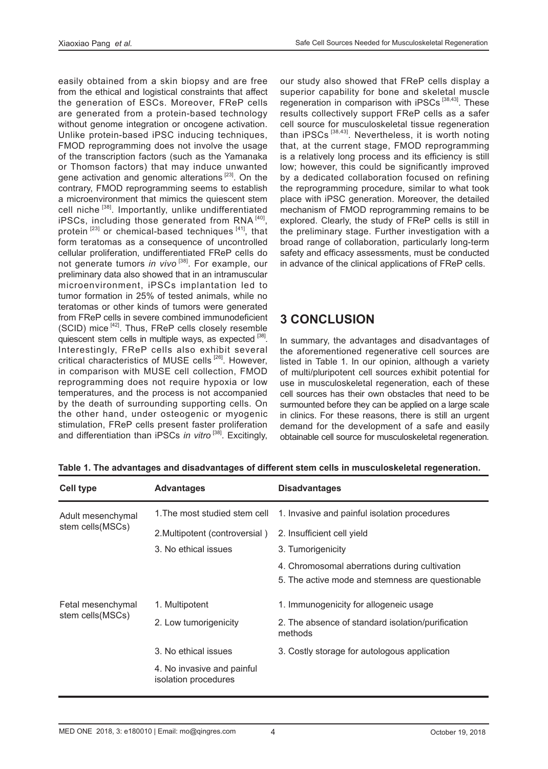easily obtained from a skin biopsy and are free from the ethical and logistical constraints that affect the generation of ESCs. Moreover, FReP cells are generated from a protein-based technology without genome integration or oncogene activation. Unlike protein-based iPSC inducing techniques, FMOD reprogramming does not involve the usage of the transcription factors (such as the Yamanaka or Thomson factors) that may induce unwanted gene activation and genomic alterations [23]. On the contrary, FMOD reprogramming seems to establish a microenvironment that mimics the quiescent stem cell niche [38]. Importantly, unlike undifferentiated iPSCs, including those generated from RNA [40], protein [23] or chemical-based techniques [41], that form teratomas as a consequence of uncontrolled cellular proliferation, undifferentiated FReP cells do not generate tumors *in vivo* [38]. For example, our preliminary data also showed that in an intramuscular microenvironment, iPSCs implantation led to tumor formation in 25% of tested animals, while no teratomas or other kinds of tumors were generated from FReP cells in severe combined immunodeficient (SCID) mice [42]. Thus, FReP cells closely resemble quiescent stem cells in multiple ways, as expected [38]. Interestingly, FReP cells also exhibit several critical characteristics of MUSE cells [26]. However, in comparison with MUSE cell collection, FMOD reprogramming does not require hypoxia or low temperatures, and the process is not accompanied by the death of surrounding supporting cells. On the other hand, under osteogenic or myogenic stimulation, FReP cells present faster proliferation and differentiation than iPSCs *in vitro* [38]. Excitingly, our study also showed that FReP cells display a superior capability for bone and skeletal muscle regeneration in comparison with iPSCs [38,43]. These results collectively support FReP cells as a safer cell source for musculoskeletal tissue regeneration than iPSCs [38,43]. Nevertheless, it is worth noting that, at the current stage, FMOD reprogramming is a relatively long process and its efficiency is still low; however, this could be significantly improved by a dedicated collaboration focused on refining the reprogramming procedure, similar to what took place with iPSC generation. Moreover, the detailed mechanism of FMOD reprogramming remains to be explored. Clearly, the study of FReP cells is still in the preliminary stage. Further investigation with a broad range of collaboration, particularly long-term safety and efficacy assessments, must be conducted in advance of the clinical applications of FReP cells.

## 3 CONCLUSION

In summary, the advantages and disadvantages of the aforementioned regenerative cell sources are listed in Table 1. In our opinion, although a variety of multi/pluripotent cell sources exhibit potential for use in musculoskeletal regeneration, each of these cell sources has their own obstacles that need to be surmounted before they can be applied on a large scale in clinics. For these reasons, there is still an urgent demand for the development of a safe and easily obtainable cell source for musculoskeletal regeneration.

**Table 1. The advantages and disadvantages of different stem cells in musculoskeletal regeneration.**

| Cell type | Advantages | Disadvantages |
|---|---|---|
| Adult mesenchymal stem cells(MSCs) | 1.The most studied stem cell | 1. Invasive and painful isolation procedures |
| | 2.Multipotent (controversial ) | 2. Insufficient cell yield |
| | 3. No ethical issues | 3. Tumorigenicity |
| | | 4. Chromosomal aberrations during cultivation |
| | | 5. The active mode and stemness are questionable |
| Fetal mesenchymal stem cells(MSCs) | 1. Multipotent | 1. Immunogenicity for allogeneic usage |
| | 2. Low tumorigenicity | 2. The absence of standard isolation/purification methods |
| | 3. No ethical issues | 3. Costly storage for autologous application |
| | 4. No invasive and painful isolation procedures | |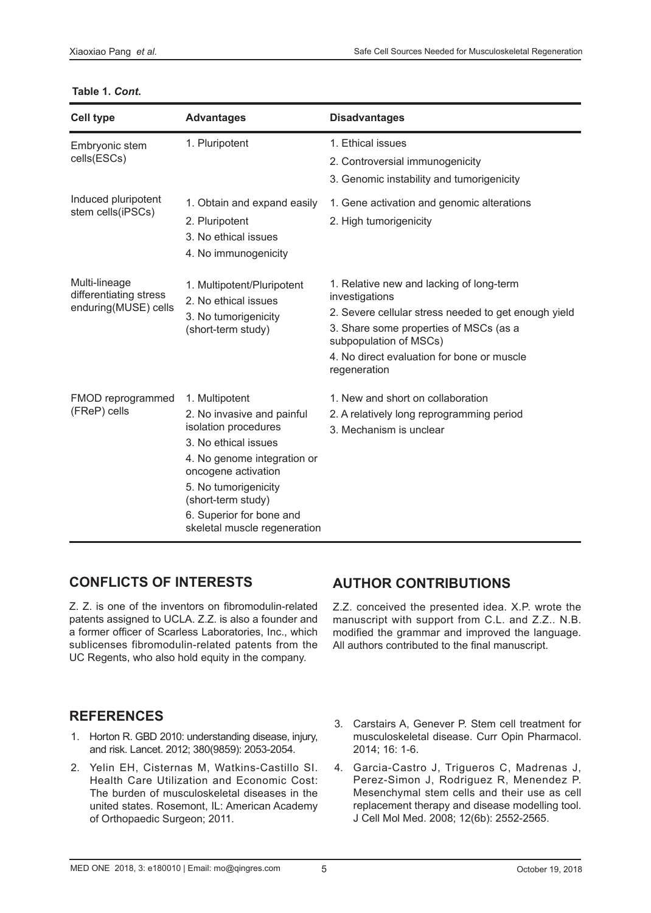**Table 1. *Cont.***

| Cell type | Advantages | Disadvantages |
| --- | --- | --- |
| Embryonic stem cells(ESCs) | 1. Pluripotent | 1. Ethical issues<br>2. Controversial immunogenicity<br>3. Genomic instability and tumorigenicity |
| Induced pluripotent stem cells(iPSCs) | 1. Obtain and expand easily<br>2. Pluripotent<br>3. No ethical issues<br>4. No immunogenicity | 1. Gene activation and genomic alterations<br>2. High tumorigenicity |
| Multi-lineage differentiating stress enduring(MUSE) cells | 1. Multipotent/Pluripotent<br>2. No ethical issues<br>3. No tumorigenicity (short-term study) | 1. Relative new and lacking of long-term investigations<br>2. Severe cellular stress needed to get enough yield<br>3. Share some properties of MSCs (as a subpopulation of MSCs)<br>4. No direct evaluation for bone or muscle regeneration |
| FMOD reprogrammed (FReP) cells | 1. Multipotent<br>2. No invasive and painful isolation procedures<br>3. No ethical issues<br>4. No genome integration or oncogene activation<br>5. No tumorigenicity (short-term study)<br>6. Superior for bone and skeletal muscle regeneration | 1. New and short on collaboration<br>2. A relatively long reprogramming period<br>3. Mechanism is unclear |

## CONFLICTS OF INTERESTS

Z. Z. is one of the inventors on fibromodulin-related patents assigned to UCLA. Z.Z. is also a founder and a former officer of Scarless Laboratories, Inc., which sublicenses fibromodulin-related patents from the UC Regents, who also hold equity in the company.

## AUTHOR CONTRIBUTIONS

Z.Z. conceived the presented idea. X.P. wrote the manuscript with support from C.L. and Z.Z.. N.B. modified the grammar and improved the language. All authors contributed to the final manuscript.

## REFERENCES

1. Horton R. GBD 2010: understanding disease, injury, and risk. Lancet. 2012; 380(9859): 2053-2054.
2. Yelin EH, Cisternas M, Watkins-Castillo SI. Health Care Utilization and Economic Cost: The burden of musculoskeletal diseases in the united states. Rosemont, IL: American Academy of Orthopaedic Surgeon; 2011.
3. Carstairs A, Genever P. Stem cell treatment for musculoskeletal disease. Curr Opin Pharmacol. 2014; 16: 1-6.
4. Garcia-Castro J, Trigueros C, Madrenas J, Perez-Simon J, Rodriguez R, Menendez P. Mesenchymal stem cells and their use as cell replacement therapy and disease modelling tool. J Cell Mol Med. 2008; 12(6b): 2552-2565.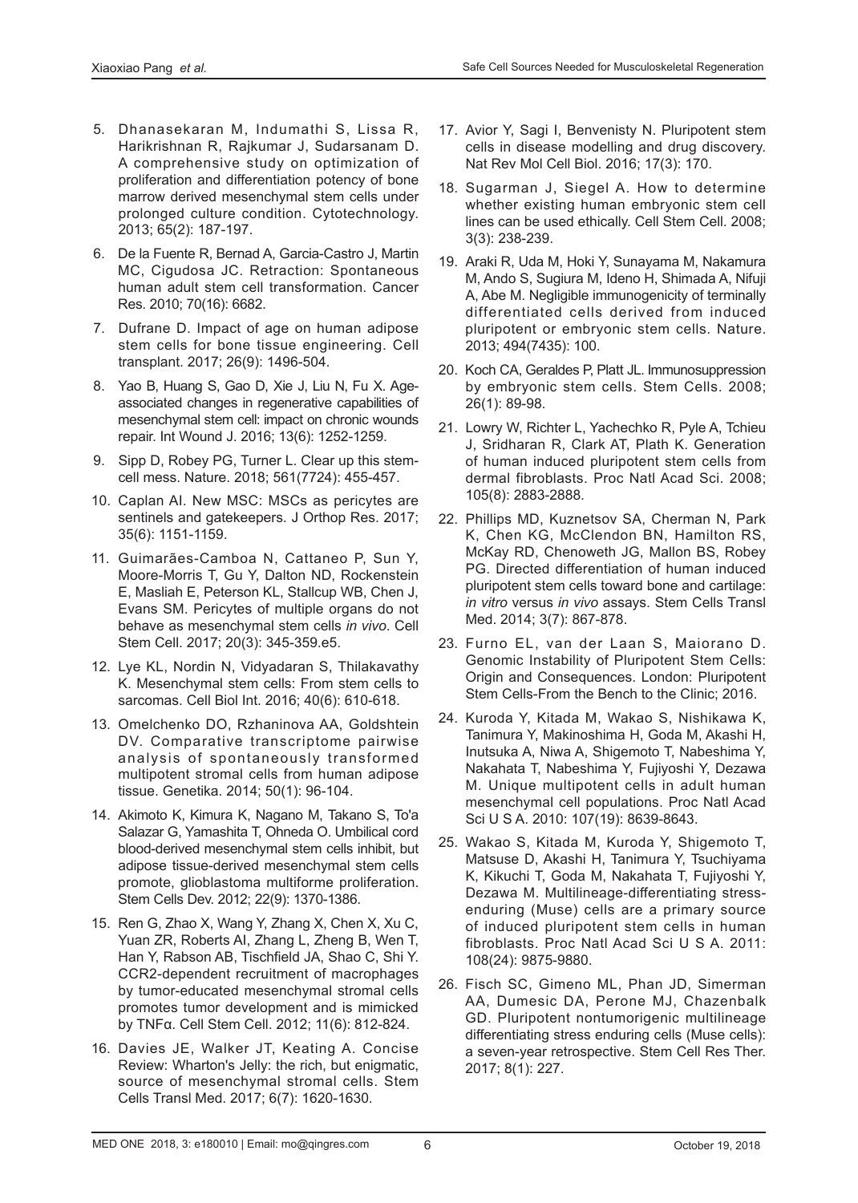5. Dhanasekaran M, Indumathi S, Lissa R, Harikrishnan R, Rajkumar J, Sudarsanam D. A comprehensive study on optimization of proliferation and differentiation potency of bone marrow derived mesenchymal stem cells under prolonged culture condition. Cytotechnology. 2013; 65(2): 187-197.
6. De la Fuente R, Bernad A, Garcia-Castro J, Martin MC, Cigudosa JC. Retraction: Spontaneous human adult stem cell transformation. Cancer Res. 2010; 70(16): 6682.
7. Dufrane D. Impact of age on human adipose stem cells for bone tissue engineering. Cell transplant. 2017; 26(9): 1496-504.
8. Yao B, Huang S, Gao D, Xie J, Liu N, Fu X. Age-associated changes in regenerative capabilities of mesenchymal stem cell: impact on chronic wounds repair. Int Wound J. 2016; 13(6): 1252-1259.
9. Sipp D, Robey PG, Turner L. Clear up this stem-cell mess. Nature. 2018; 561(7724): 455-457.
10. Caplan AI. New MSC: MSCs as pericytes are sentinels and gatekeepers. J Orthop Res. 2017; 35(6): 1151-1159.
11. Guimarães-Camboa N, Cattaneo P, Sun Y, Moore-Morris T, Gu Y, Dalton ND, Rockenstein E, Masliah E, Peterson KL, Stallcup WB, Chen J, Evans SM. Pericytes of multiple organs do not behave as mesenchymal stem cells *in vivo*. Cell Stem Cell. 2017; 20(3): 345-359.e5.
12. Lye KL, Nordin N, Vidyadaran S, Thilakavathy K. Mesenchymal stem cells: From stem cells to sarcomas. Cell Biol Int. 2016; 40(6): 610-618.
13. Omelchenko DO, Rzhaninova AA, Goldshtein DV. Comparative transcriptome pairwise analysis of spontaneously transformed multipotent stromal cells from human adipose tissue. Genetika. 2014; 50(1): 96-104.
14. Akimoto K, Kimura K, Nagano M, Takano S, To'a Salazar G, Yamashita T, Ohneda O. Umbilical cord blood-derived mesenchymal stem cells inhibit, but adipose tissue-derived mesenchymal stem cells promote, glioblastoma multiforme proliferation. Stem Cells Dev. 2012; 22(9): 1370-1386.
15. Ren G, Zhao X, Wang Y, Zhang X, Chen X, Xu C, Yuan ZR, Roberts AI, Zhang L, Zheng B, Wen T, Han Y, Rabson AB, Tischfield JA, Shao C, Shi Y. CCR2-dependent recruitment of macrophages by tumor-educated mesenchymal stromal cells promotes tumor development and is mimicked by TNFα. Cell Stem Cell. 2012; 11(6): 812-824.
16. Davies JE, Walker JT, Keating A. Concise Review: Wharton's Jelly: the rich, but enigmatic, source of mesenchymal stromal cells. Stem Cells Transl Med. 2017; 6(7): 1620-1630.
17. Avior Y, Sagi I, Benvenisty N. Pluripotent stem cells in disease modelling and drug discovery. Nat Rev Mol Cell Biol. 2016; 17(3): 170.
18. Sugarman J, Siegel A. How to determine whether existing human embryonic stem cell lines can be used ethically. Cell Stem Cell. 2008; 3(3): 238-239.
19. Araki R, Uda M, Hoki Y, Sunayama M, Nakamura M, Ando S, Sugiura M, Ideno H, Shimada A, Nifuji A, Abe M. Negligible immunogenicity of terminally differentiated cells derived from induced pluripotent or embryonic stem cells. Nature. 2013; 494(7435): 100.
20. Koch CA, Geraldes P, Platt JL. Immunosuppression by embryonic stem cells. Stem Cells. 2008; 26(1): 89-98.
21. Lowry W, Richter L, Yachechko R, Pyle A, Tchieu J, Sridharan R, Clark AT, Plath K. Generation of human induced pluripotent stem cells from dermal fibroblasts. Proc Natl Acad Sci. 2008; 105(8): 2883-2888.
22. Phillips MD, Kuznetsov SA, Cherman N, Park K, Chen KG, McClendon BN, Hamilton RS, McKay RD, Chenoweth JG, Mallon BS, Robey PG. Directed differentiation of human induced pluripotent stem cells toward bone and cartilage: *in vitro* versus *in vivo* assays. Stem Cells Transl Med. 2014; 3(7): 867-878.
23. Furno EL, van der Laan S, Maiorano D. Genomic Instability of Pluripotent Stem Cells: Origin and Consequences. London: Pluripotent Stem Cells-From the Bench to the Clinic; 2016.
24. Kuroda Y, Kitada M, Wakao S, Nishikawa K, Tanimura Y, Makinoshima H, Goda M, Akashi H, Inutsuka A, Niwa A, Shigemoto T, Nabeshima Y, Nakahata T, Nabeshima Y, Fujiyoshi Y, Dezawa M. Unique multipotent cells in adult human mesenchymal cell populations. Proc Natl Acad Sci U S A. 2010: 107(19): 8639-8643.
25. Wakao S, Kitada M, Kuroda Y, Shigemoto T, Matsuse D, Akashi H, Tanimura Y, Tsuchiyama K, Kikuchi T, Goda M, Nakahata T, Fujiyoshi Y, Dezawa M. Multilineage-differentiating stress-enduring (Muse) cells are a primary source of induced pluripotent stem cells in human fibroblasts. Proc Natl Acad Sci U S A. 2011: 108(24): 9875-9880.
26. Fisch SC, Gimeno ML, Phan JD, Simerman AA, Dumesic DA, Perone MJ, Chazenbalk GD. Pluripotent nontumorigenic multilineage differentiating stress enduring cells (Muse cells): a seven-year retrospective. Stem Cell Res Ther. 2017; 8(1): 227.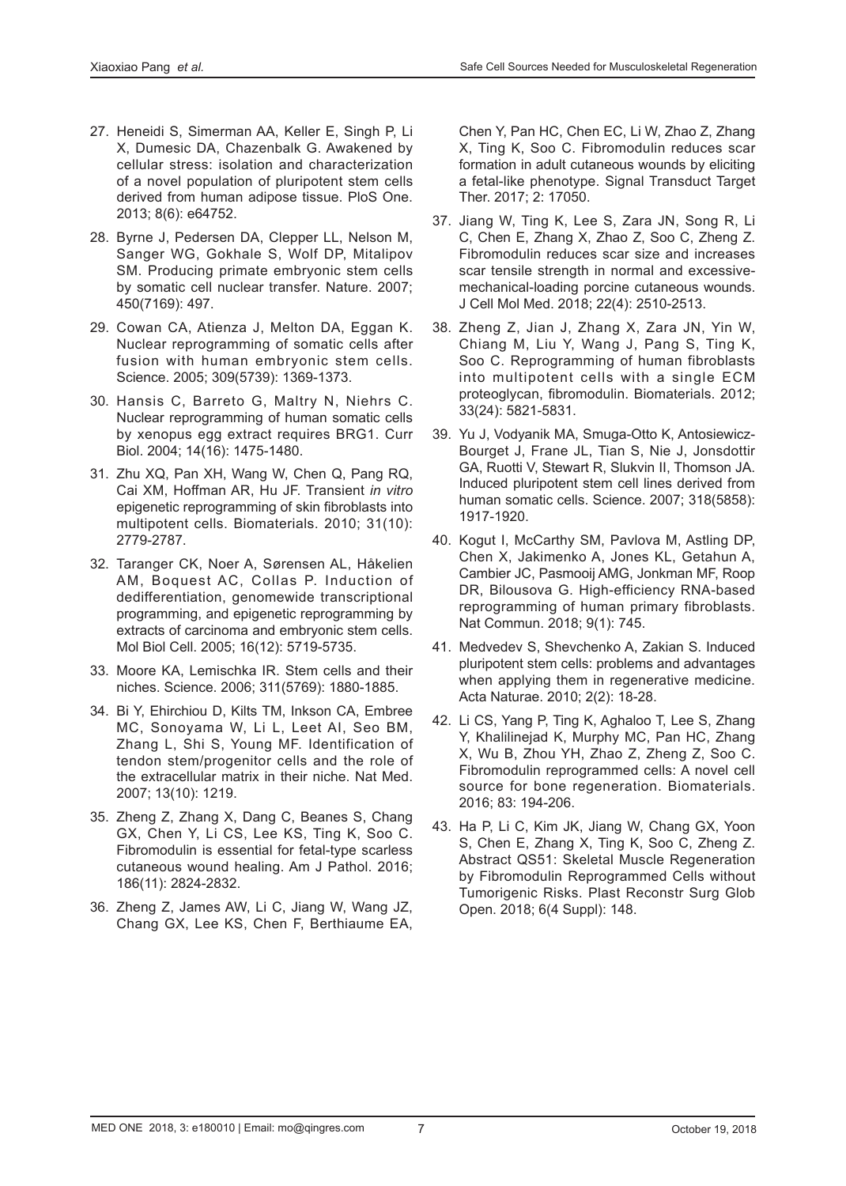27. Heneidi S, Simerman AA, Keller E, Singh P, Li X, Dumesic DA, Chazenbalk G. Awakened by cellular stress: isolation and characterization of a novel population of pluripotent stem cells derived from human adipose tissue. PloS One. 2013; 8(6): e64752.

28. Byrne J, Pedersen DA, Clepper LL, Nelson M, Sanger WG, Gokhale S, Wolf DP, Mitalipov SM. Producing primate embryonic stem cells by somatic cell nuclear transfer. Nature. 2007; 450(7169): 497.

29. Cowan CA, Atienza J, Melton DA, Eggan K. Nuclear reprogramming of somatic cells after fusion with human embryonic stem cells. Science. 2005; 309(5739): 1369-1373.

30. Hansis C, Barreto G, Maltry N, Niehrs C. Nuclear reprogramming of human somatic cells by xenopus egg extract requires BRG1. Curr Biol. 2004; 14(16): 1475-1480.

31. Zhu XQ, Pan XH, Wang W, Chen Q, Pang RQ, Cai XM, Hoffman AR, Hu JF. Transient *in vitro* epigenetic reprogramming of skin fibroblasts into multipotent cells. Biomaterials. 2010; 31(10): 2779-2787.

32. Taranger CK, Noer A, Sørensen AL, Håkelien AM, Boquest AC, Collas P. Induction of dedifferentiation, genomewide transcriptional programming, and epigenetic reprogramming by extracts of carcinoma and embryonic stem cells. Mol Biol Cell. 2005; 16(12): 5719-5735.

33. Moore KA, Lemischka IR. Stem cells and their niches. Science. 2006; 311(5769): 1880-1885.

34. Bi Y, Ehirchiou D, Kilts TM, Inkson CA, Embree MC, Sonoyama W, Li L, Leet AI, Seo BM, Zhang L, Shi S, Young MF. Identification of tendon stem/progenitor cells and the role of the extracellular matrix in their niche. Nat Med. 2007; 13(10): 1219.

35. Zheng Z, Zhang X, Dang C, Beanes S, Chang GX, Chen Y, Li CS, Lee KS, Ting K, Soo C. Fibromodulin is essential for fetal-type scarless cutaneous wound healing. Am J Pathol. 2016; 186(11): 2824-2832.

36. Zheng Z, James AW, Li C, Jiang W, Wang JZ, Chang GX, Lee KS, Chen F, Berthiaume EA, Chen Y, Pan HC, Chen EC, Li W, Zhao Z, Zhang X, Ting K, Soo C. Fibromodulin reduces scar formation in adult cutaneous wounds by eliciting a fetal-like phenotype. Signal Transduct Target Ther. 2017; 2: 17050.

37. Jiang W, Ting K, Lee S, Zara JN, Song R, Li C, Chen E, Zhang X, Zhao Z, Soo C, Zheng Z. Fibromodulin reduces scar size and increases scar tensile strength in normal and excessive-mechanical-loading porcine cutaneous wounds. J Cell Mol Med. 2018; 22(4): 2510-2513.

38. Zheng Z, Jian J, Zhang X, Zara JN, Yin W, Chiang M, Liu Y, Wang J, Pang S, Ting K, Soo C. Reprogramming of human fibroblasts into multipotent cells with a single ECM proteoglycan, fibromodulin. Biomaterials. 2012; 33(24): 5821-5831.

39. Yu J, Vodyanik MA, Smuga-Otto K, Antosiewicz-Bourget J, Frane JL, Tian S, Nie J, Jonsdottir GA, Ruotti V, Stewart R, Slukvin II, Thomson JA. Induced pluripotent stem cell lines derived from human somatic cells. Science. 2007; 318(5858): 1917-1920.

40. Kogut I, McCarthy SM, Pavlova M, Astling DP, Chen X, Jakimenko A, Jones KL, Getahun A, Cambier JC, Pasmooij AMG, Jonkman MF, Roop DR, Bilousova G. High-efficiency RNA-based reprogramming of human primary fibroblasts. Nat Commun. 2018; 9(1): 745.

41. Medvedev S, Shevchenko A, Zakian S. Induced pluripotent stem cells: problems and advantages when applying them in regenerative medicine. Acta Naturae. 2010; 2(2): 18-28.

42. Li CS, Yang P, Ting K, Aghaloo T, Lee S, Zhang Y, Khalilinejad K, Murphy MC, Pan HC, Zhang X, Wu B, Zhou YH, Zhao Z, Zheng Z, Soo C. Fibromodulin reprogrammed cells: A novel cell source for bone regeneration. Biomaterials. 2016; 83: 194-206.

43. Ha P, Li C, Kim JK, Jiang W, Chang GX, Yoon S, Chen E, Zhang X, Ting K, Soo C, Zheng Z. Abstract QS51: Skeletal Muscle Regeneration by Fibromodulin Reprogrammed Cells without Tumorigenic Risks. Plast Reconstr Surg Glob Open. 2018; 6(4 Suppl): 148.